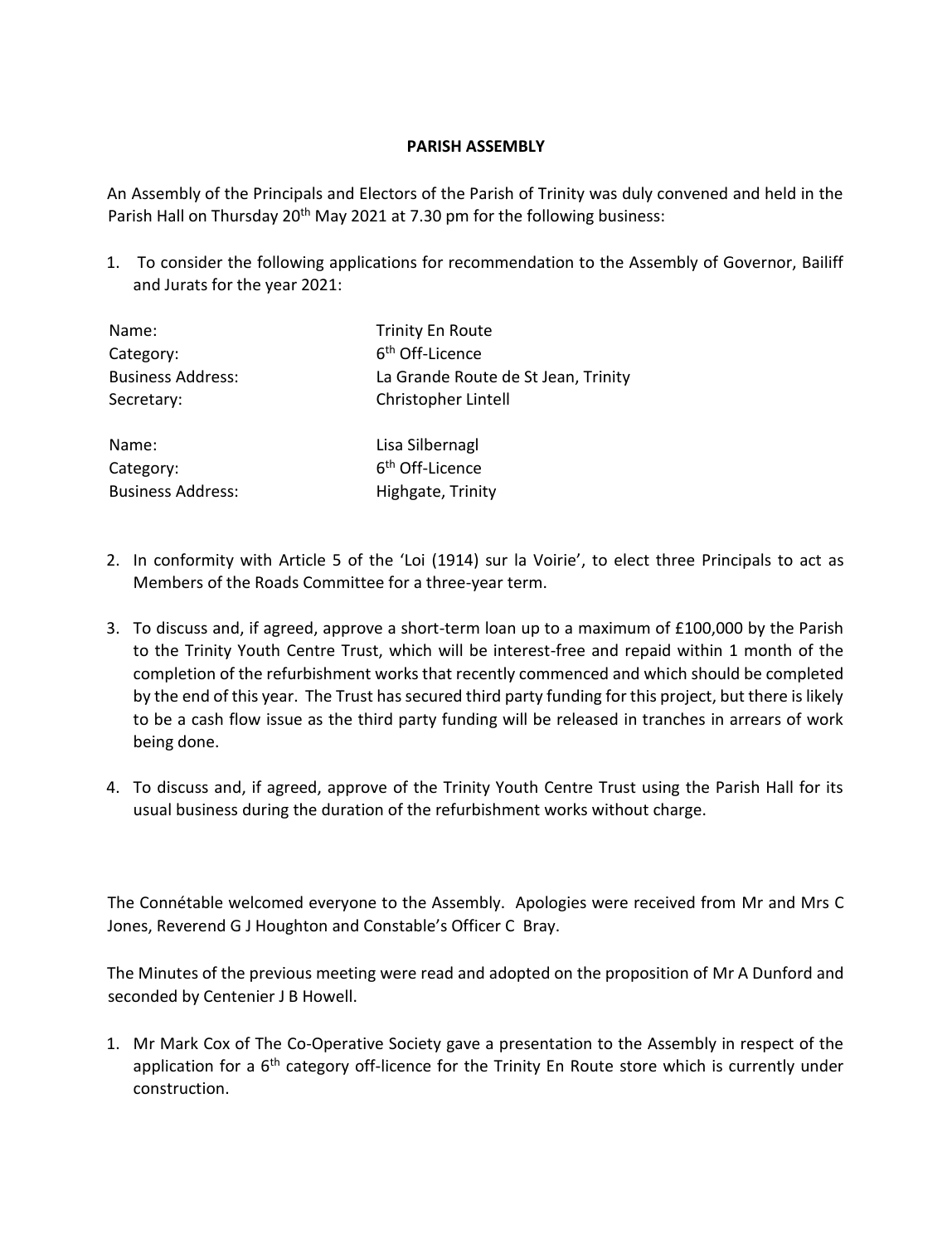**PARISH ASSEMBLY**

An Assembly of the Principals and Electors of the Parish of Trinity was duly convened and held in the Parish Hall on Thursday 20th May 2021 at 7.30 pm for the following business:

1. To consider the following applications for recommendation to the Assembly of Governor, Bailiff and Jurats for the year 2021:

| | |
|---|---|
| Name: | Trinity En Route |
| Category: | 6th Off-Licence |
| Business Address: | La Grande Route de St Jean, Trinity |
| Secretary: | Christopher Lintell |
| | |
| Name: | Lisa Silbernagl |
| Category: | 6th Off-Licence |
| Business Address: | Highgate, Trinity |

2. In conformity with Article 5 of the 'Loi (1914) sur la Voirie', to elect three Principals to act as Members of the Roads Committee for a three-year term.

3. To discuss and, if agreed, approve a short-term loan up to a maximum of £100,000 by the Parish to the Trinity Youth Centre Trust, which will be interest-free and repaid within 1 month of the completion of the refurbishment works that recently commenced and which should be completed by the end of this year. The Trust has secured third party funding for this project, but there is likely to be a cash flow issue as the third party funding will be released in tranches in arrears of work being done.

4. To discuss and, if agreed, approve of the Trinity Youth Centre Trust using the Parish Hall for its usual business during the duration of the refurbishment works without charge.

The Connétable welcomed everyone to the Assembly. Apologies were received from Mr and Mrs C Jones, Reverend G J Houghton and Constable's Officer C Bray.

The Minutes of the previous meeting were read and adopted on the proposition of Mr A Dunford and seconded by Centenier J B Howell.

1. Mr Mark Cox of The Co-Operative Society gave a presentation to the Assembly in respect of the application for a 6th category off-licence for the Trinity En Route store which is currently under construction.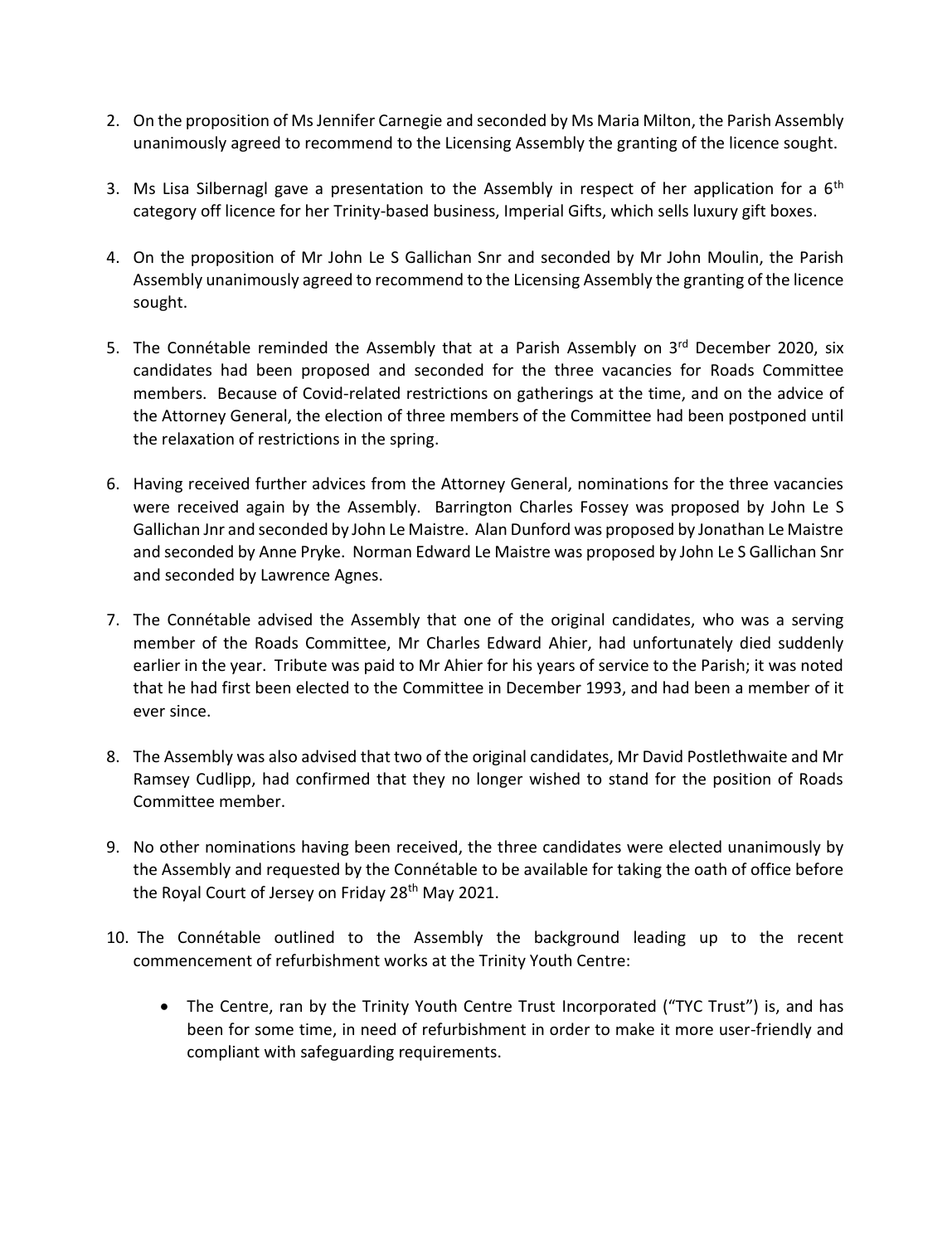2. On the proposition of Ms Jennifer Carnegie and seconded by Ms Maria Milton, the Parish Assembly unanimously agreed to recommend to the Licensing Assembly the granting of the licence sought.

3. Ms Lisa Silbernagl gave a presentation to the Assembly in respect of her application for a 6th category off licence for her Trinity-based business, Imperial Gifts, which sells luxury gift boxes.

4. On the proposition of Mr John Le S Gallichan Snr and seconded by Mr John Moulin, the Parish Assembly unanimously agreed to recommend to the Licensing Assembly the granting of the licence sought.

5. The Connétable reminded the Assembly that at a Parish Assembly on 3rd December 2020, six candidates had been proposed and seconded for the three vacancies for Roads Committee members. Because of Covid-related restrictions on gatherings at the time, and on the advice of the Attorney General, the election of three members of the Committee had been postponed until the relaxation of restrictions in the spring.

6. Having received further advices from the Attorney General, nominations for the three vacancies were received again by the Assembly. Barrington Charles Fossey was proposed by John Le S Gallichan Jnr and seconded by John Le Maistre. Alan Dunford was proposed by Jonathan Le Maistre and seconded by Anne Pryke. Norman Edward Le Maistre was proposed by John Le S Gallichan Snr and seconded by Lawrence Agnes.

7. The Connétable advised the Assembly that one of the original candidates, who was a serving member of the Roads Committee, Mr Charles Edward Ahier, had unfortunately died suddenly earlier in the year. Tribute was paid to Mr Ahier for his years of service to the Parish; it was noted that he had first been elected to the Committee in December 1993, and had been a member of it ever since.

8. The Assembly was also advised that two of the original candidates, Mr David Postlethwaite and Mr Ramsey Cudlipp, had confirmed that they no longer wished to stand for the position of Roads Committee member.

9. No other nominations having been received, the three candidates were elected unanimously by the Assembly and requested by the Connétable to be available for taking the oath of office before the Royal Court of Jersey on Friday 28th May 2021.

10. The Connétable outlined to the Assembly the background leading up to the recent commencement of refurbishment works at the Trinity Youth Centre:

    - The Centre, ran by the Trinity Youth Centre Trust Incorporated ("TYC Trust") is, and has been for some time, in need of refurbishment in order to make it more user-friendly and compliant with safeguarding requirements.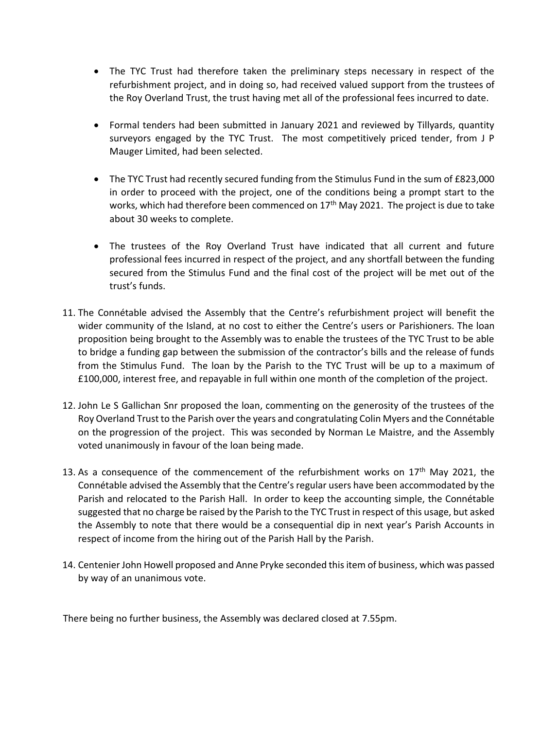- The TYC Trust had therefore taken the preliminary steps necessary in respect of the refurbishment project, and in doing so, had received valued support from the trustees of the Roy Overland Trust, the trust having met all of the professional fees incurred to date.

- Formal tenders had been submitted in January 2021 and reviewed by Tillyards, quantity surveyors engaged by the TYC Trust. The most competitively priced tender, from J P Mauger Limited, had been selected.

- The TYC Trust had recently secured funding from the Stimulus Fund in the sum of £823,000 in order to proceed with the project, one of the conditions being a prompt start to the works, which had therefore been commenced on 17th May 2021. The project is due to take about 30 weeks to complete.

- The trustees of the Roy Overland Trust have indicated that all current and future professional fees incurred in respect of the project, and any shortfall between the funding secured from the Stimulus Fund and the final cost of the project will be met out of the trust's funds.

11. The Connétable advised the Assembly that the Centre's refurbishment project will benefit the wider community of the Island, at no cost to either the Centre's users or Parishioners. The loan proposition being brought to the Assembly was to enable the trustees of the TYC Trust to be able to bridge a funding gap between the submission of the contractor's bills and the release of funds from the Stimulus Fund. The loan by the Parish to the TYC Trust will be up to a maximum of £100,000, interest free, and repayable in full within one month of the completion of the project.

12. John Le S Gallichan Snr proposed the loan, commenting on the generosity of the trustees of the Roy Overland Trust to the Parish over the years and congratulating Colin Myers and the Connétable on the progression of the project. This was seconded by Norman Le Maistre, and the Assembly voted unanimously in favour of the loan being made.

13. As a consequence of the commencement of the refurbishment works on 17th May 2021, the Connétable advised the Assembly that the Centre's regular users have been accommodated by the Parish and relocated to the Parish Hall. In order to keep the accounting simple, the Connétable suggested that no charge be raised by the Parish to the TYC Trust in respect of this usage, but asked the Assembly to note that there would be a consequential dip in next year's Parish Accounts in respect of income from the hiring out of the Parish Hall by the Parish.

14. Centenier John Howell proposed and Anne Pryke seconded this item of business, which was passed by way of an unanimous vote.

There being no further business, the Assembly was declared closed at 7.55pm.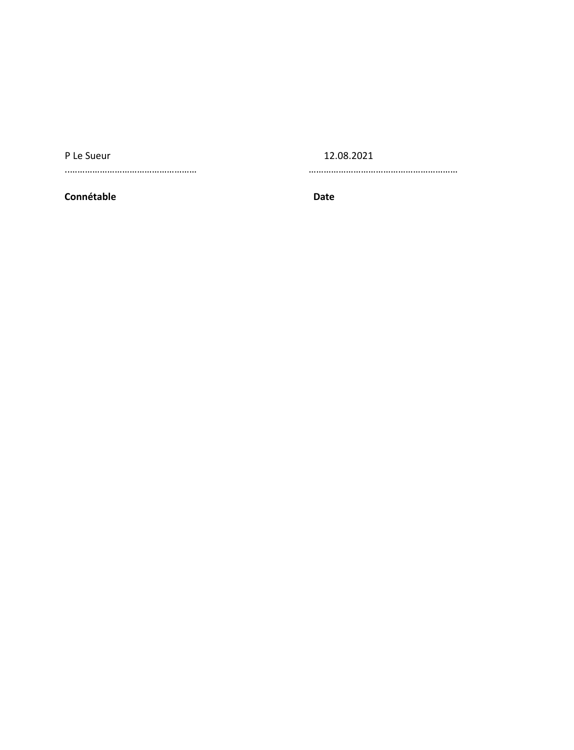| | |
|---|---|
| P Le Sueur | 12.08.2021 |
| ……………………………………………… | …………………………………………………… |
| **Connétable** | **Date** |